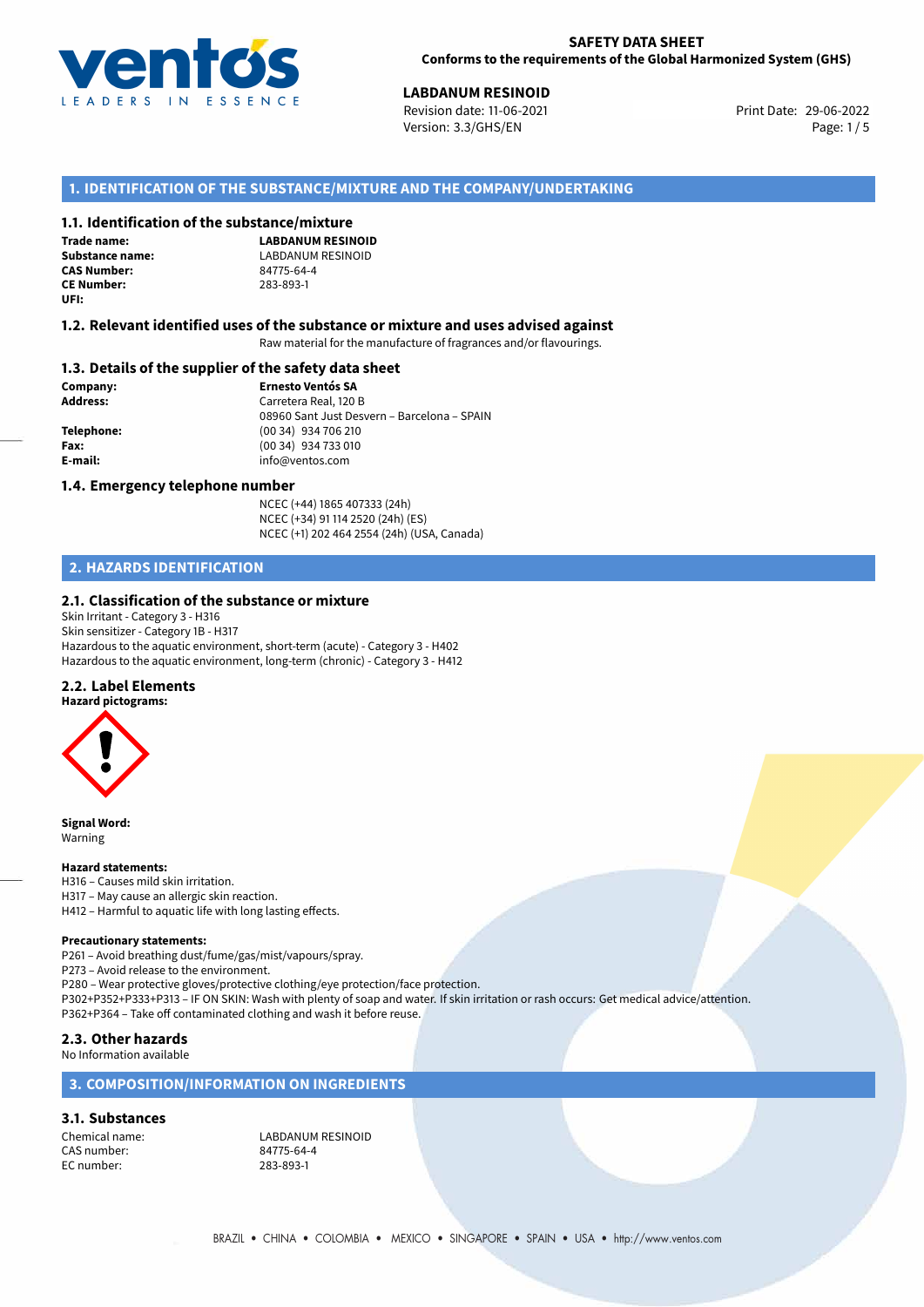**SAFETY DATA SHEET**
**Conforms to the requirements of the Global Harmonized System (GHS)**

**LABDANUM RESINOID**
Revision date: 11-06-2021
Version: 3.3/GHS/EN
Print Date: 29-06-2022

## 1. IDENTIFICATION OF THE SUBSTANCE/MIXTURE AND THE COMPANY/UNDERTAKING

### 1.1. Identification of the substance/mixture

**Trade name:** **LABDANUM RESINOID**
**Substance name:** LABDANUM RESINOID
**CAS Number:** 84775-64-4
**CE Number:** 283-893-1
**UFI:**

### 1.2. Relevant identified uses of the substance or mixture and uses advised against

Raw material for the manufacture of fragrances and/or flavourings.

### 1.3. Details of the supplier of the safety data sheet

**Company:** **Ernesto Ventós SA**
**Address:** Carretera Real, 120 B
08960 Sant Just Desvern – Barcelona – SPAIN
**Telephone:** (00 34) 934 706 210
**Fax:** (00 34) 934 733 010
**E-mail:** info@ventos.com

### 1.4. Emergency telephone number

NCEC (+44) 1865 407333 (24h)
NCEC (+34) 91 114 2520 (24h) (ES)
NCEC (+1) 202 464 2554 (24h) (USA, Canada)

## 2. HAZARDS IDENTIFICATION

### 2.1. Classification of the substance or mixture

Skin Irritant - Category 3 - H316
Skin sensitizer - Category 1B - H317
Hazardous to the aquatic environment, short-term (acute) - Category 3 - H402
Hazardous to the aquatic environment, long-term (chronic) - Category 3 - H412

### 2.2. Label Elements

**Hazard pictograms:**

**Signal Word:**
Warning

**Hazard statements:**
H316 – Causes mild skin irritation.
H317 – May cause an allergic skin reaction.
H412 – Harmful to aquatic life with long lasting effects.

**Precautionary statements:**
P261 – Avoid breathing dust/fume/gas/mist/vapours/spray.
P273 – Avoid release to the environment.
P280 – Wear protective gloves/protective clothing/eye protection/face protection.
P302+P352+P333+P313 – IF ON SKIN: Wash with plenty of soap and water. If skin irritation or rash occurs: Get medical advice/attention.
P362+P364 – Take off contaminated clothing and wash it before reuse.

### 2.3. Other hazards

No Information available

## 3. COMPOSITION/INFORMATION ON INGREDIENTS

### 3.1. Substances

Chemical name: LABDANUM RESINOID
CAS number: 84775-64-4
EC number: 283-893-1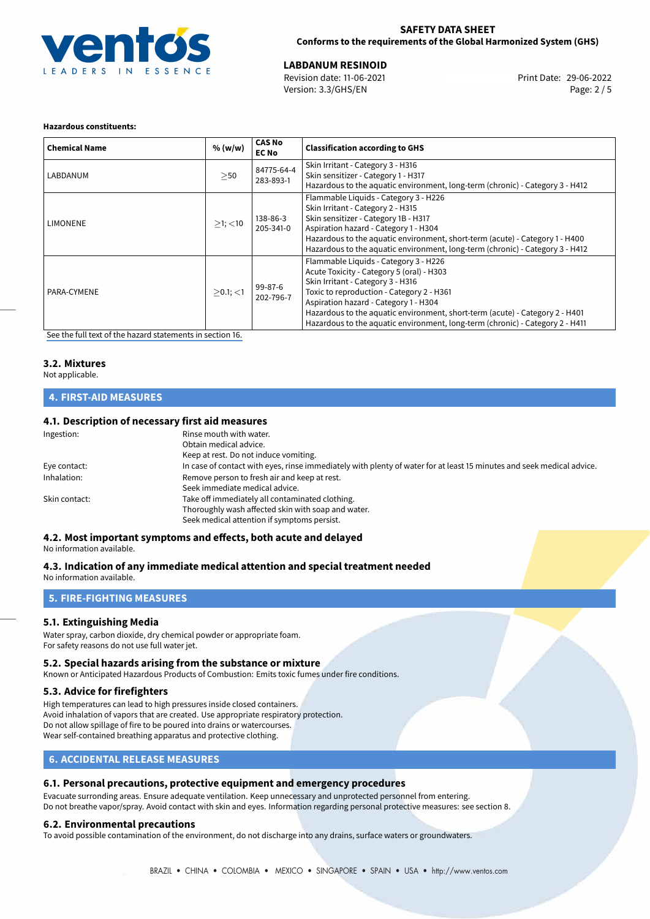**Hazardous constituents:**

| Chemical Name | % (w/w) | CAS No<br>EC No | Classification according to GHS |
|---|---|---|---|
| LABDANUM | ≥50 | 84775-64-4<br>283-893-1 | Skin Irritant - Category 3 - H316<br>Skin sensitizer - Category 1 - H317<br>Hazardous to the aquatic environment, long-term (chronic) - Category 3 - H412 |
| LIMONENE | ≥1; <10 | 138-86-3<br>205-341-0 | Flammable Liquids - Category 3 - H226<br>Skin Irritant - Category 2 - H315<br>Skin sensitizer - Category 1B - H317<br>Aspiration hazard - Category 1 - H304<br>Hazardous to the aquatic environment, short-term (acute) - Category 1 - H400<br>Hazardous to the aquatic environment, long-term (chronic) - Category 3 - H412 |
| PARA-CYMENE | ≥0.1; <1 | 99-87-6<br>202-796-7 | Flammable Liquids - Category 3 - H226<br>Acute Toxicity - Category 5 (oral) - H303<br>Skin Irritant - Category 3 - H316<br>Toxic to reproduction - Category 2 - H361<br>Aspiration hazard - Category 1 - H304<br>Hazardous to the aquatic environment, short-term (acute) - Category 2 - H401<br>Hazardous to the aquatic environment, long-term (chronic) - Category 2 - H411 |

See the full text of the hazard statements in section 16.

### 3.2. Mixtures

Not applicable.

## 4. FIRST-AID MEASURES

### 4.1. Description of necessary first aid measures

**Ingestion:** Rinse mouth with water.
Obtain medical advice.
Keep at rest. Do not induce vomiting.

**Eye contact:** In case of contact with eyes, rinse immediately with plenty of water for at least 15 minutes and seek medical advice.

**Inhalation:** Remove person to fresh air and keep at rest.
Seek immediate medical advice.

**Skin contact:** Take off immediately all contaminated clothing.
Thoroughly wash affected skin with soap and water.
Seek medical attention if symptoms persist.

### 4.2. Most important symptoms and effects, both acute and delayed

No information available.

### 4.3. Indication of any immediate medical attention and special treatment needed

No information available.

## 5. FIRE-FIGHTING MEASURES

### 5.1. Extinguishing Media

Water spray, carbon dioxide, dry chemical powder or appropriate foam.
For safety reasons do not use full water jet.

### 5.2. Special hazards arising from the substance or mixture

Known or Anticipated Hazardous Products of Combustion: Emits toxic fumes under fire conditions.

### 5.3. Advice for firefighters

High temperatures can lead to high pressures inside closed containers.
Avoid inhalation of vapors that are created. Use appropriate respiratory protection.
Do not allow spillage of fire to be poured into drains or watercourses.
Wear self-contained breathing apparatus and protective clothing.

## 6. ACCIDENTAL RELEASE MEASURES

### 6.1. Personal precautions, protective equipment and emergency procedures

Evacuate surrounding areas. Ensure adequate ventilation. Keep unnecessary and unprotected personnel from entering.
Do not breathe vapor/spray. Avoid contact with skin and eyes. Information regarding personal protective measures: see section 8.

### 6.2. Environmental precautions

To avoid possible contamination of the environment, do not discharge into any drains, surface waters or groundwaters.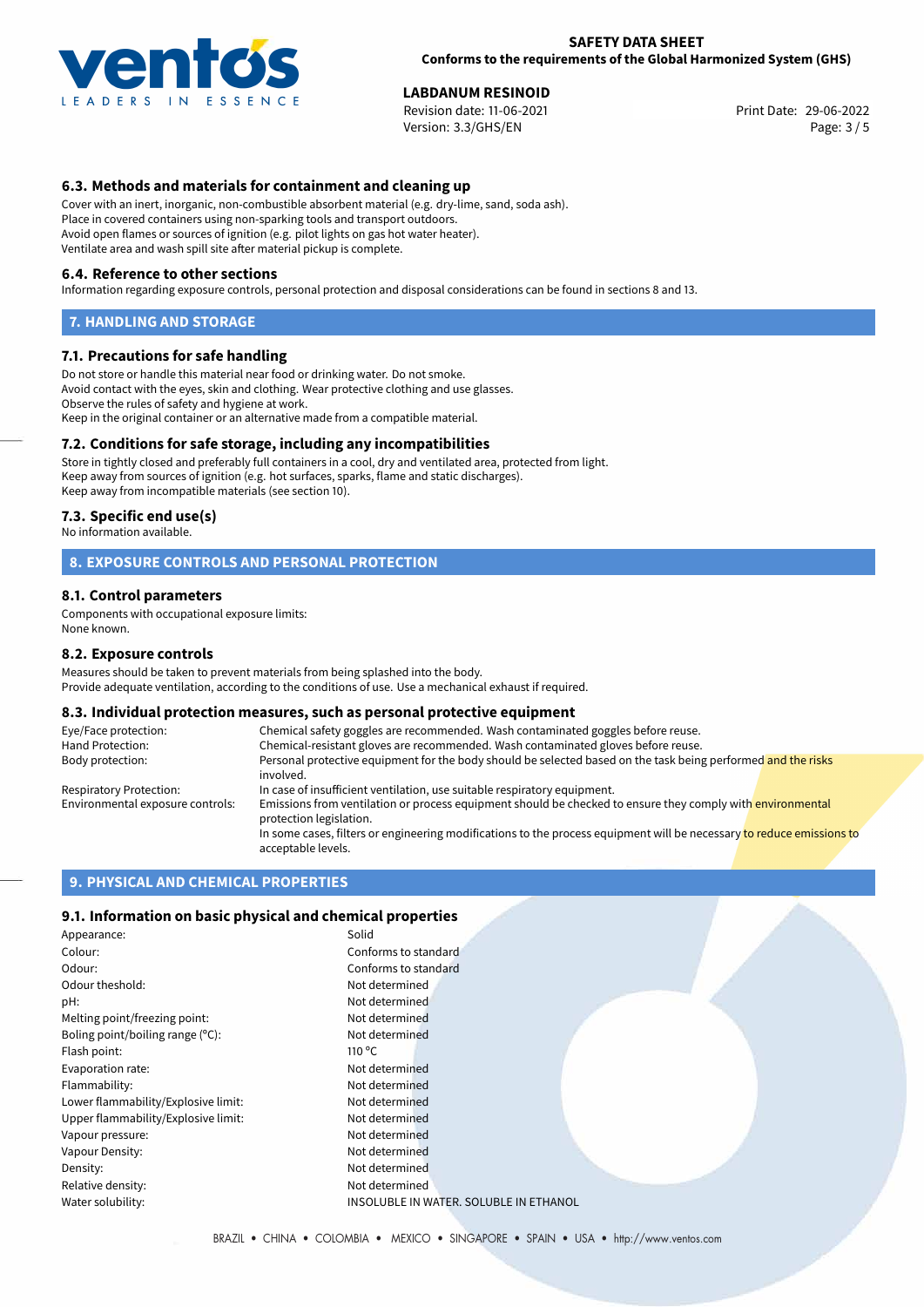### 6.3. Methods and materials for containment and cleaning up

Cover with an inert, inorganic, non-combustible absorbent material (e.g. dry-lime, sand, soda ash).
Place in covered containers using non-sparking tools and transport outdoors.
Avoid open flames or sources of ignition (e.g. pilot lights on gas hot water heater).
Ventilate area and wash spill site after material pickup is complete.

### 6.4. Reference to other sections

Information regarding exposure controls, personal protection and disposal considerations can be found in sections 8 and 13.

## 7. HANDLING AND STORAGE

### 7.1. Precautions for safe handling

Do not store or handle this material near food or drinking water. Do not smoke.
Avoid contact with the eyes, skin and clothing. Wear protective clothing and use glasses.
Observe the rules of safety and hygiene at work.
Keep in the original container or an alternative made from a compatible material.

### 7.2. Conditions for safe storage, including any incompatibilities

Store in tightly closed and preferably full containers in a cool, dry and ventilated area, protected from light.
Keep away from sources of ignition (e.g. hot surfaces, sparks, flame and static discharges).
Keep away from incompatible materials (see section 10).

### 7.3. Specific end use(s)

No information available.

## 8. EXPOSURE CONTROLS AND PERSONAL PROTECTION

### 8.1. Control parameters

Components with occupational exposure limits:
None known.

### 8.2. Exposure controls

Measures should be taken to prevent materials from being splashed into the body.
Provide adequate ventilation, according to the conditions of use. Use a mechanical exhaust if required.

### 8.3. Individual protection measures, such as personal protective equipment

| | |
|---|---|
| Eye/Face protection: | Chemical safety goggles are recommended. Wash contaminated goggles before reuse. |
| Hand Protection: | Chemical-resistant gloves are recommended. Wash contaminated gloves before reuse. |
| Body protection: | Personal protective equipment for the body should be selected based on the task being performed and the risks involved. |
| Respiratory Protection: | In case of insufficient ventilation, use suitable respiratory equipment. |
| Environmental exposure controls: | Emissions from ventilation or process equipment should be checked to ensure they comply with environmental protection legislation. In some cases, filters or engineering modifications to the process equipment will be necessary to reduce emissions to acceptable levels. |

## 9. PHYSICAL AND CHEMICAL PROPERTIES

### 9.1. Information on basic physical and chemical properties

| | |
|---|---|
| Appearance: | Solid |
| Colour: | Conforms to standard |
| Odour: | Conforms to standard |
| Odour theshold: | Not determined |
| pH: | Not determined |
| Melting point/freezing point: | Not determined |
| Boling point/boiling range (°C): | Not determined |
| Flash point: | 110 °C |
| Evaporation rate: | Not determined |
| Flammability: | Not determined |
| Lower flammability/Explosive limit: | Not determined |
| Upper flammability/Explosive limit: | Not determined |
| Vapour pressure: | Not determined |
| Vapour Density: | Not determined |
| Density: | Not determined |
| Relative density: | Not determined |
| Water solubility: | INSOLUBLE IN WATER. SOLUBLE IN ETHANOL |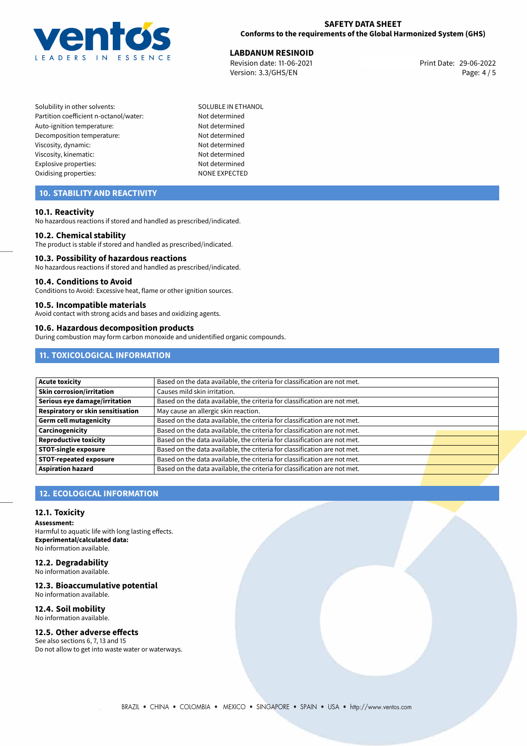| | |
|---|---|
| Solubility in other solvents: | SOLUBLE IN ETHANOL |
| Partition coefficient n-octanol/water: | Not determined |
| Auto-ignition temperature: | Not determined |
| Decomposition temperature: | Not determined |
| Viscosity, dynamic: | Not determined |
| Viscosity, kinematic: | Not determined |
| Explosive properties: | Not determined |
| Oxidising properties: | NONE EXPECTED |

## 10. STABILITY AND REACTIVITY

### 10.1. Reactivity

No hazardous reactions if stored and handled as prescribed/indicated.

### 10.2. Chemical stability

The product is stable if stored and handled as prescribed/indicated.

### 10.3. Possibility of hazardous reactions

No hazardous reactions if stored and handled as prescribed/indicated.

### 10.4. Conditions to Avoid

Conditions to Avoid: Excessive heat, flame or other ignition sources.

### 10.5. Incompatible materials

Avoid contact with strong acids and bases and oxidizing agents.

### 10.6. Hazardous decomposition products

During combustion may form carbon monoxide and unidentified organic compounds.

## 11. TOXICOLOGICAL INFORMATION

| | |
|---|---|
| **Acute toxicity** | Based on the data available, the criteria for classification are not met. |
| **Skin corrosion/irritation** | Causes mild skin irritation. |
| **Serious eye damage/irritation** | Based on the data available, the criteria for classification are not met. |
| **Respiratory or skin sensitisation** | May cause an allergic skin reaction. |
| **Germ cell mutagenicity** | Based on the data available, the criteria for classification are not met. |
| **Carcinogenicity** | Based on the data available, the criteria for classification are not met. |
| **Reproductive toxicity** | Based on the data available, the criteria for classification are not met. |
| **STOT-single exposure** | Based on the data available, the criteria for classification are not met. |
| **STOT-repeated exposure** | Based on the data available, the criteria for classification are not met. |
| **Aspiration hazard** | Based on the data available, the criteria for classification are not met. |

## 12. ECOLOGICAL INFORMATION

### 12.1. Toxicity

**Assessment:**
Harmful to aquatic life with long lasting effects.
**Experimental/calculated data:**
No information available.

### 12.2. Degradability

No information available.

### 12.3. Bioaccumulative potential

No information available.

### 12.4. Soil mobility

No information available.

### 12.5. Other adverse effects

See also sections 6, 7, 13 and 15
Do not allow to get into waste water or waterways.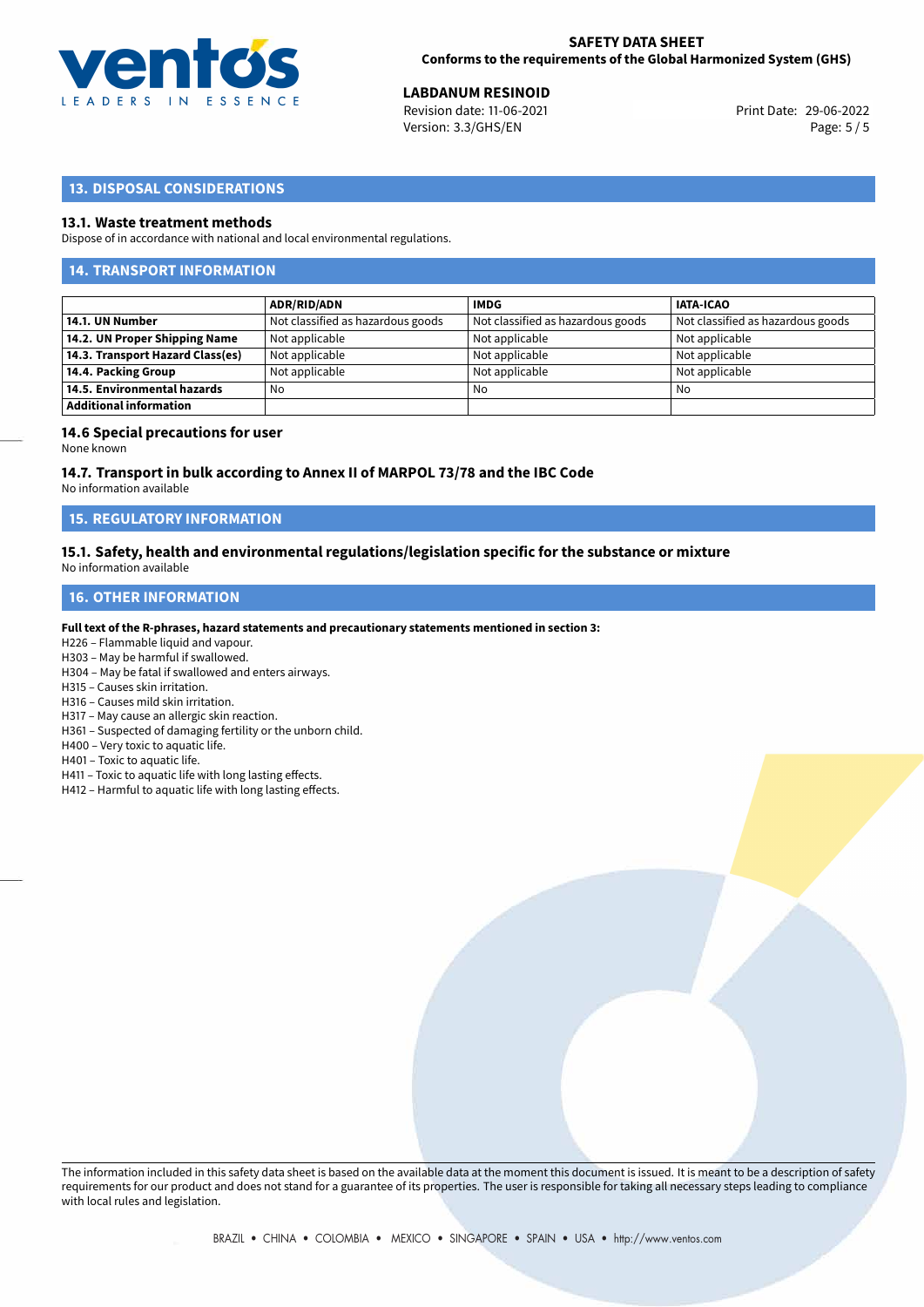## 13. DISPOSAL CONSIDERATIONS

### 13.1. Waste treatment methods

Dispose of in accordance with national and local environmental regulations.

## 14. TRANSPORT INFORMATION

| | ADR/RID/ADN | IMDG | IATA-ICAO |
|---|---|---|---|
| **14.1. UN Number** | Not classified as hazardous goods | Not classified as hazardous goods | Not classified as hazardous goods |
| **14.2. UN Proper Shipping Name** | Not applicable | Not applicable | Not applicable |
| **14.3. Transport Hazard Class(es)** | Not applicable | Not applicable | Not applicable |
| **14.4. Packing Group** | Not applicable | Not applicable | Not applicable |
| **14.5. Environmental hazards** | No | No | No |
| **Additional information** | | | |

### 14.6 Special precautions for user

None known

### 14.7. Transport in bulk according to Annex II of MARPOL 73/78 and the IBC Code

No information available

## 15. REGULATORY INFORMATION

### 15.1. Safety, health and environmental regulations/legislation specific for the substance or mixture

No information available

## 16. OTHER INFORMATION

**Full text of the R-phrases, hazard statements and precautionary statements mentioned in section 3:**

H226 – Flammable liquid and vapour.
H303 – May be harmful if swallowed.
H304 – May be fatal if swallowed and enters airways.
H315 – Causes skin irritation.
H316 – Causes mild skin irritation.
H317 – May cause an allergic skin reaction.
H361 – Suspected of damaging fertility or the unborn child.
H400 – Very toxic to aquatic life.
H401 – Toxic to aquatic life.
H411 – Toxic to aquatic life with long lasting effects.
H412 – Harmful to aquatic life with long lasting effects.

The information included in this safety data sheet is based on the available data at the moment this document is issued. It is meant to be a description of safety requirements for our product and does not stand for a guarantee of its properties. The user is responsible for taking all necessary steps leading to compliance with local rules and legislation.